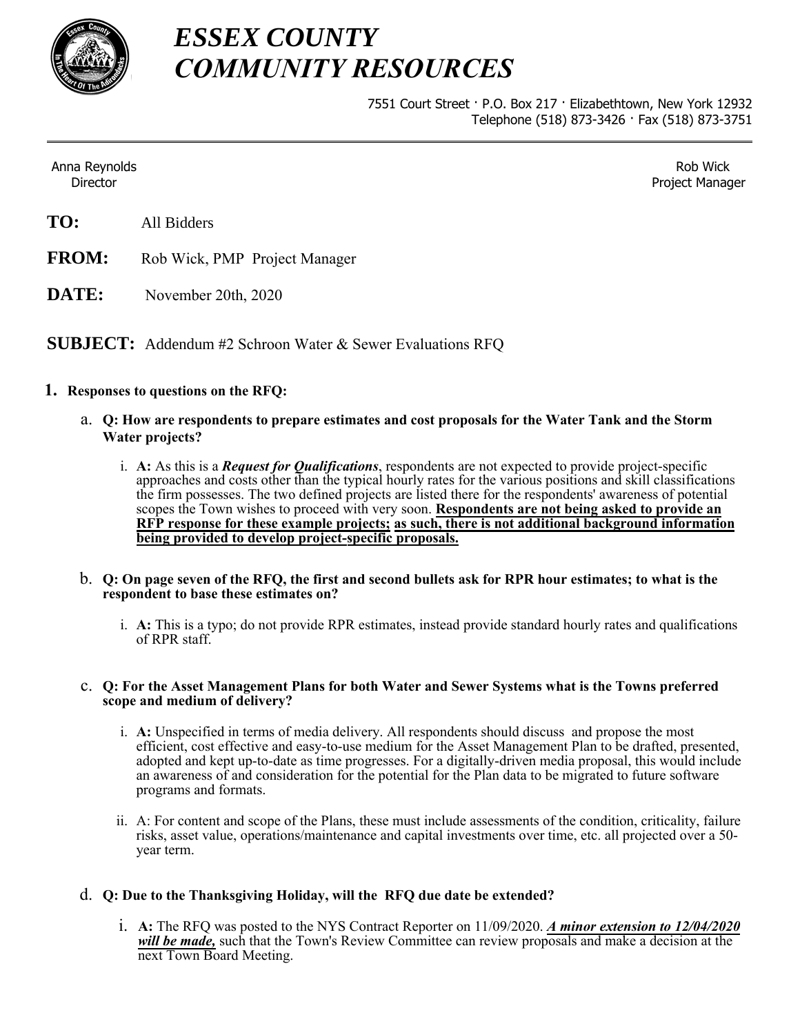# ESSEX COUNTY
# COMMUNITY RESOURCES

7551 Court Street · P.O. Box 217 · Elizabethtown, New York 12932
Telephone (518) 873-3426 · Fax (518) 873-3751

---

Anna Reynolds
Director

Rob Wick
Project Manager

**TO:** All Bidders

**FROM:** Rob Wick, PMP Project Manager

**DATE:** November 20th, 2020

**SUBJECT:** Addendum #2 Schroon Water & Sewer Evaluations RFQ

1. **Responses to questions on the RFQ:**

   a. **Q: How are respondents to prepare estimates and cost proposals for the Water Tank and the Storm Water projects?**

      i. **A:** As this is a ***Request for Qualifications***, respondents are not expected to provide project-specific approaches and costs other than the typical hourly rates for the various positions and skill classifications the firm possesses. The two defined projects are listed there for the respondents' awareness of potential scopes the Town wishes to proceed with very soon. **Respondents are not being asked to provide an RFP response for these example projects; as such, there is not additional background information being provided to develop project-specific proposals.**

   b. **Q: On page seven of the RFQ, the first and second bullets ask for RPR hour estimates; to what is the respondent to base these estimates on?**

      i. **A:** This is a typo; do not provide RPR estimates, instead provide standard hourly rates and qualifications of RPR staff.

   c. **Q: For the Asset Management Plans for both Water and Sewer Systems what is the Towns preferred scope and medium of delivery?**

      i. **A:** Unspecified in terms of media delivery. All respondents should discuss and propose the most efficient, cost effective and easy-to-use medium for the Asset Management Plan to be drafted, presented, adopted and kept up-to-date as time progresses. For a digitally-driven media proposal, this would include an awareness of and consideration for the potential for the Plan data to be migrated to future software programs and formats.

      ii. A: For content and scope of the Plans, these must include assessments of the condition, criticality, failure risks, asset value, operations/maintenance and capital investments over time, etc. all projected over a 50-year term.

   d. **Q: Due to the Thanksgiving Holiday, will the RFQ due date be extended?**

      i. **A:** The RFQ was posted to the NYS Contract Reporter on 11/09/2020. ***A minor extension to 12/04/2020 will be made,*** such that the Town's Review Committee can review proposals and make a decision at the next Town Board Meeting.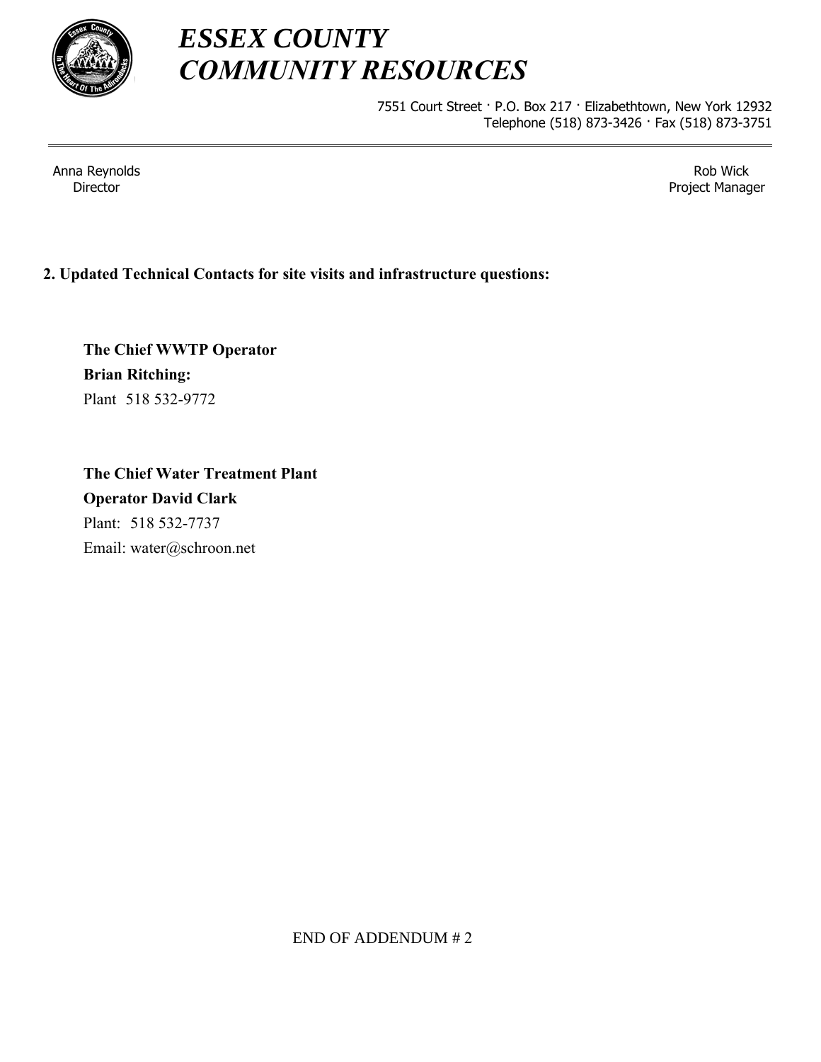# *ESSEX COUNTY COMMUNITY RESOURCES*

7551 Court Street · P.O. Box 217 · Elizabethtown, New York 12932
Telephone (518) 873-3426 · Fax (518) 873-3751

Anna Reynolds
Director

Rob Wick
Project Manager

**2. Updated Technical Contacts for site visits and infrastructure questions:**

**The Chief WWTP Operator**
**Brian Ritching:**
Plant 518 532-9772

**The Chief Water Treatment Plant**
**Operator David Clark**
Plant: 518 532-7737
Email: water@schroon.net

END OF ADDENDUM # 2